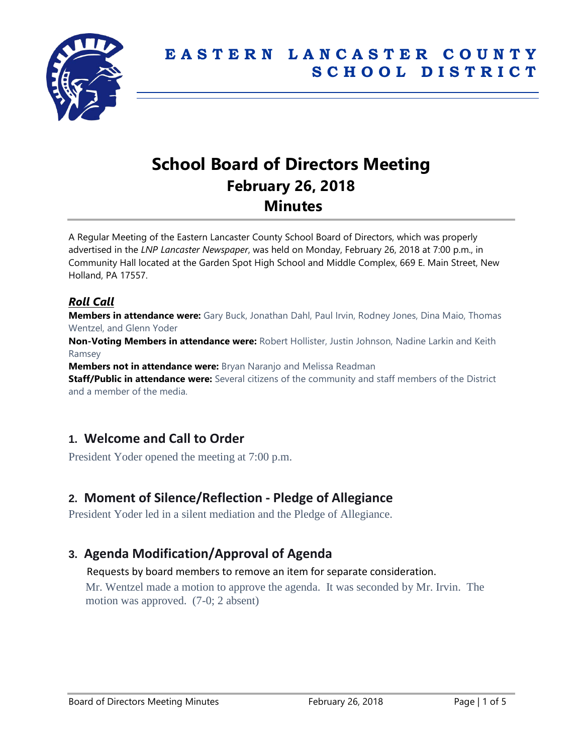# EASTERN LANCASTER COUNTY SCHOOL DISTRICT

# School Board of Directors Meeting
## February 26, 2018
## Minutes

A Regular Meeting of the Eastern Lancaster County School Board of Directors, which was properly advertised in the *LNP Lancaster Newspaper*, was held on Monday, February 26, 2018 at 7:00 p.m., in Community Hall located at the Garden Spot High School and Middle Complex, 669 E. Main Street, New Holland, PA 17557.

### *Roll Call*

**Members in attendance were:** Gary Buck, Jonathan Dahl, Paul Irvin, Rodney Jones, Dina Maio, Thomas Wentzel, and Glenn Yoder

**Non-Voting Members in attendance were:** Robert Hollister, Justin Johnson, Nadine Larkin and Keith Ramsey

**Members not in attendance were:** Bryan Naranjo and Melissa Readman

**Staff/Public in attendance were:** Several citizens of the community and staff members of the District and a member of the media.

## 1. Welcome and Call to Order

President Yoder opened the meeting at 7:00 p.m.

## 2. Moment of Silence/Reflection - Pledge of Allegiance

President Yoder led in a silent mediation and the Pledge of Allegiance.

## 3. Agenda Modification/Approval of Agenda

Requests by board members to remove an item for separate consideration.

Mr. Wentzel made a motion to approve the agenda. It was seconded by Mr. Irvin. The motion was approved. (7-0; 2 absent)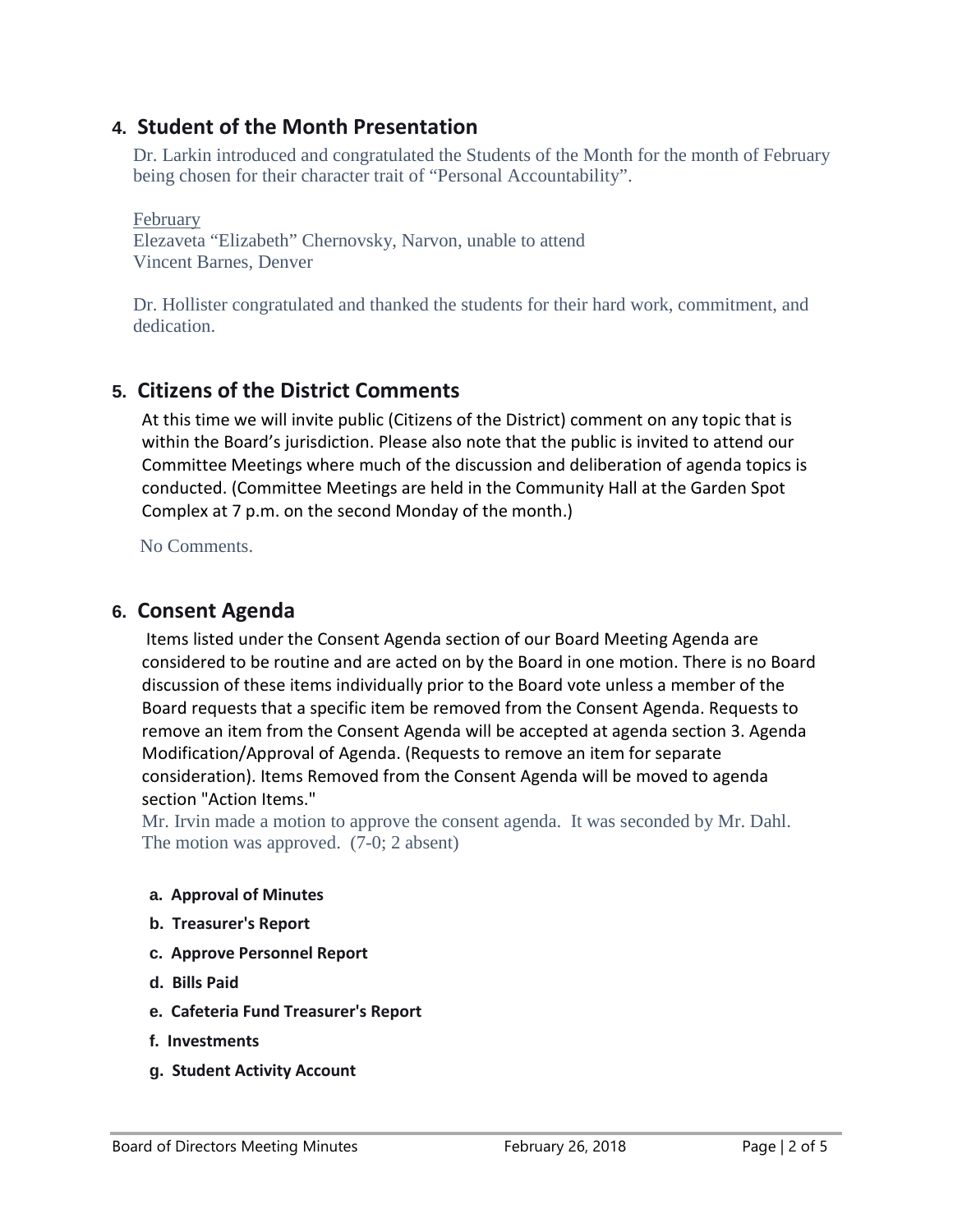## 4. Student of the Month Presentation

Dr. Larkin introduced and congratulated the Students of the Month for the month of February being chosen for their character trait of "Personal Accountability".

February
Elezaveta "Elizabeth" Chernovsky, Narvon, unable to attend
Vincent Barnes, Denver

Dr. Hollister congratulated and thanked the students for their hard work, commitment, and dedication.

## 5. Citizens of the District Comments

At this time we will invite public (Citizens of the District) comment on any topic that is within the Board's jurisdiction. Please also note that the public is invited to attend our Committee Meetings where much of the discussion and deliberation of agenda topics is conducted. (Committee Meetings are held in the Community Hall at the Garden Spot Complex at 7 p.m. on the second Monday of the month.)

No Comments.

## 6. Consent Agenda

Items listed under the Consent Agenda section of our Board Meeting Agenda are considered to be routine and are acted on by the Board in one motion. There is no Board discussion of these items individually prior to the Board vote unless a member of the Board requests that a specific item be removed from the Consent Agenda. Requests to remove an item from the Consent Agenda will be accepted at agenda section 3. Agenda Modification/Approval of Agenda. (Requests to remove an item for separate consideration). Items Removed from the Consent Agenda will be moved to agenda section "Action Items."

Mr. Irvin made a motion to approve the consent agenda. It was seconded by Mr. Dahl. The motion was approved. (7-0; 2 absent)

- **a. Approval of Minutes**
- **b. Treasurer's Report**
- **c. Approve Personnel Report**
- **d. Bills Paid**
- **e. Cafeteria Fund Treasurer's Report**
- **f. Investments**
- **g. Student Activity Account**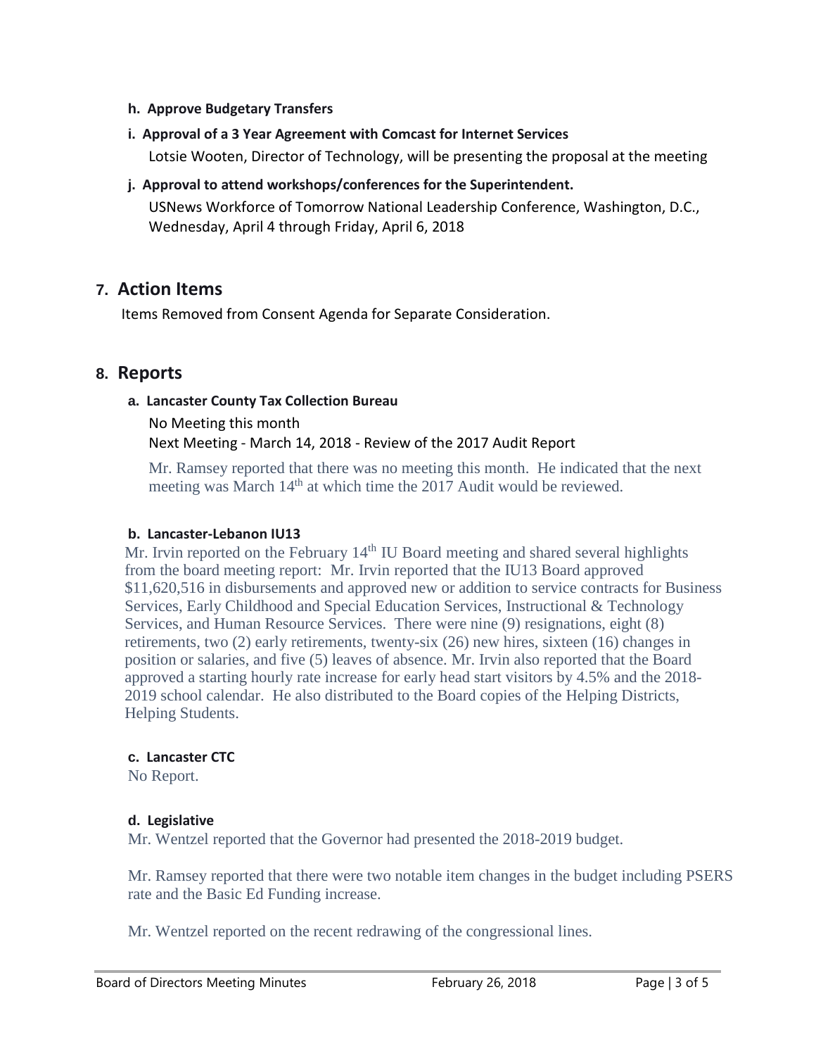**h. Approve Budgetary Transfers**

**i. Approval of a 3 Year Agreement with Comcast for Internet Services**

Lotsie Wooten, Director of Technology, will be presenting the proposal at the meeting

**j. Approval to attend workshops/conferences for the Superintendent.**

USNews Workforce of Tomorrow National Leadership Conference, Washington, D.C., Wednesday, April 4 through Friday, April 6, 2018

## 7. Action Items

Items Removed from Consent Agenda for Separate Consideration.

## 8. Reports

**a. Lancaster County Tax Collection Bureau**

No Meeting this month

Next Meeting - March 14, 2018 - Review of the 2017 Audit Report

Mr. Ramsey reported that there was no meeting this month. He indicated that the next meeting was March 14th at which time the 2017 Audit would be reviewed.

**b. Lancaster-Lebanon IU13**

Mr. Irvin reported on the February 14th IU Board meeting and shared several highlights from the board meeting report: Mr. Irvin reported that the IU13 Board approved $11,620,516 in disbursements and approved new or addition to service contracts for Business Services, Early Childhood and Special Education Services, Instructional & Technology Services, and Human Resource Services. There were nine (9) resignations, eight (8) retirements, two (2) early retirements, twenty-six (26) new hires, sixteen (16) changes in position or salaries, and five (5) leaves of absence. Mr. Irvin also reported that the Board approved a starting hourly rate increase for early head start visitors by 4.5% and the 2018-2019 school calendar. He also distributed to the Board copies of the Helping Districts, Helping Students.

**c. Lancaster CTC**

No Report.

**d. Legislative**

Mr. Wentzel reported that the Governor had presented the 2018-2019 budget.

Mr. Ramsey reported that there were two notable item changes in the budget including PSERS rate and the Basic Ed Funding increase.

Mr. Wentzel reported on the recent redrawing of the congressional lines.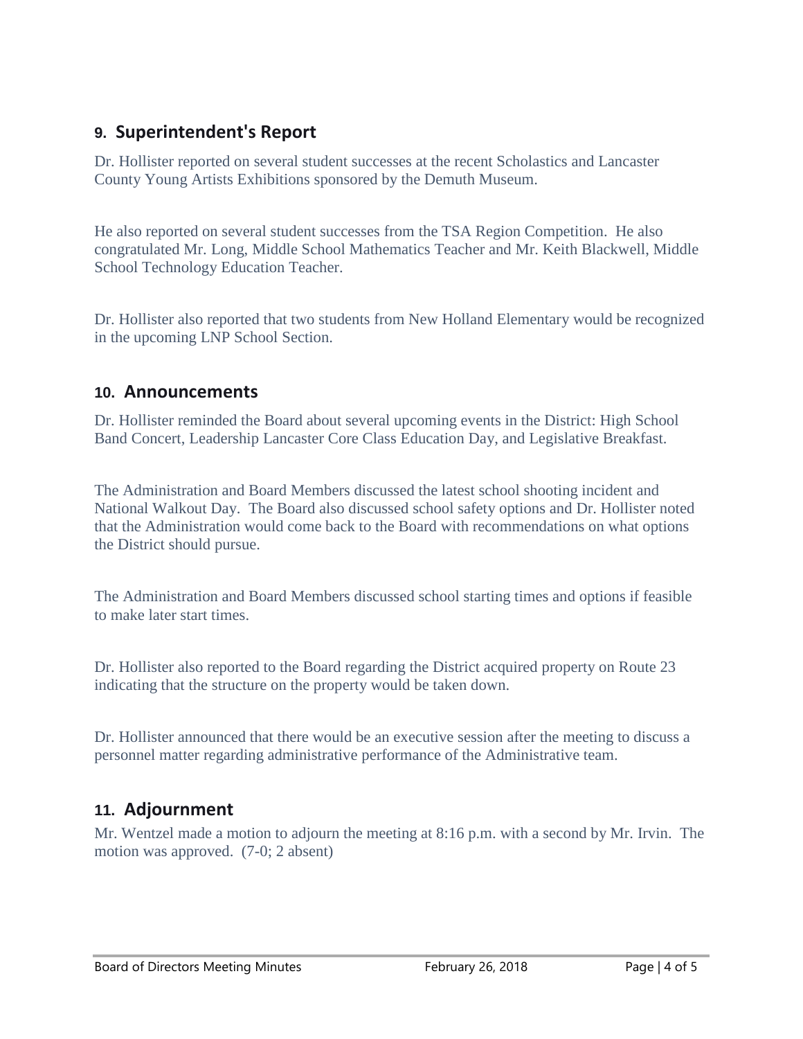## 9. Superintendent's Report

Dr. Hollister reported on several student successes at the recent Scholastics and Lancaster County Young Artists Exhibitions sponsored by the Demuth Museum.

He also reported on several student successes from the TSA Region Competition. He also congratulated Mr. Long, Middle School Mathematics Teacher and Mr. Keith Blackwell, Middle School Technology Education Teacher.

Dr. Hollister also reported that two students from New Holland Elementary would be recognized in the upcoming LNP School Section.

## 10. Announcements

Dr. Hollister reminded the Board about several upcoming events in the District: High School Band Concert, Leadership Lancaster Core Class Education Day, and Legislative Breakfast.

The Administration and Board Members discussed the latest school shooting incident and National Walkout Day. The Board also discussed school safety options and Dr. Hollister noted that the Administration would come back to the Board with recommendations on what options the District should pursue.

The Administration and Board Members discussed school starting times and options if feasible to make later start times.

Dr. Hollister also reported to the Board regarding the District acquired property on Route 23 indicating that the structure on the property would be taken down.

Dr. Hollister announced that there would be an executive session after the meeting to discuss a personnel matter regarding administrative performance of the Administrative team.

## 11. Adjournment

Mr. Wentzel made a motion to adjourn the meeting at 8:16 p.m. with a second by Mr. Irvin. The motion was approved. (7-0; 2 absent)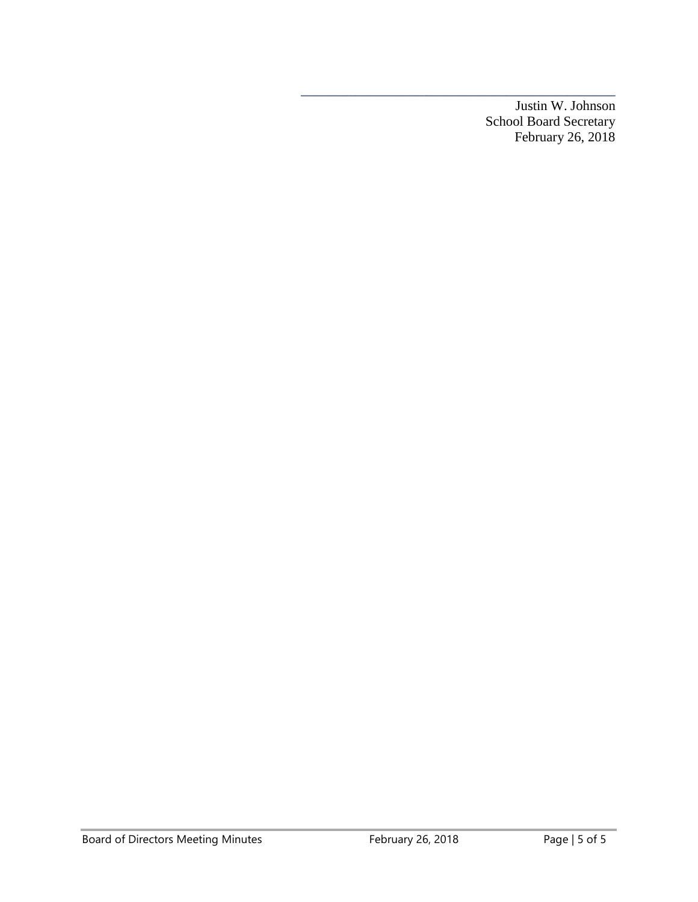\_\_\_\_\_\_\_\_\_\_\_\_\_\_\_\_\_\_\_\_\_\_\_\_\_\_\_\_\_\_\_\_\_\_\_\_\_\_\_\_

Justin W. Johnson
School Board Secretary
February 26, 2018